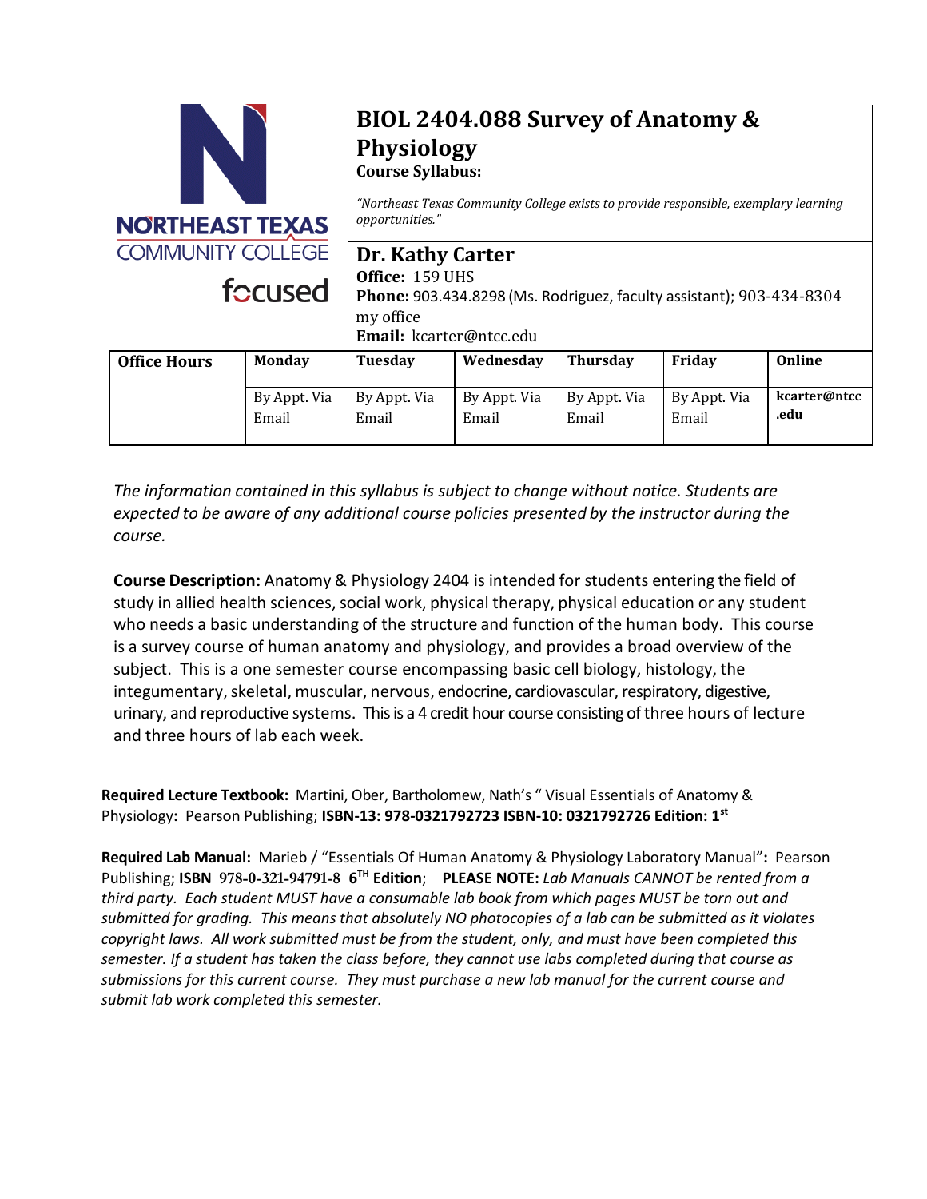NORTHEAST TEXAS COMMUNITY COLLEGE

focused

# BIOL 2404.088 Survey of Anatomy & Physiology

**Course Syllabus:**

*"Northeast Texas Community College exists to provide responsible, exemplary learning opportunities."*

## Dr. Kathy Carter

**Office:** 159 UHS
**Phone:** 903.434.8298 (Ms. Rodriguez, faculty assistant); 903-434-8304 my office
**Email:** kcarter@ntcc.edu

| Office Hours | Monday | Tuesday | Wednesday | Thursday | Friday | Online |
|---|---|---|---|---|---|---|
| | By Appt. Via Email | By Appt. Via Email | By Appt. Via Email | By Appt. Via Email | By Appt. Via Email | **kcarter@ntcc.edu** |

*The information contained in this syllabus is subject to change without notice. Students are expected to be aware of any additional course policies presented by the instructor during the course.*

**Course Description:** Anatomy & Physiology 2404 is intended for students entering the field of study in allied health sciences, social work, physical therapy, physical education or any student who needs a basic understanding of the structure and function of the human body. This course is a survey course of human anatomy and physiology, and provides a broad overview of the subject. This is a one semester course encompassing basic cell biology, histology, the integumentary, skeletal, muscular, nervous, endocrine, cardiovascular, respiratory, digestive, urinary, and reproductive systems. This is a 4 credit hour course consisting of three hours of lecture and three hours of lab each week.

**Required Lecture Textbook:** Martini, Ober, Bartholomew, Nath's " Visual Essentials of Anatomy & Physiology**:** Pearson Publishing; **ISBN-13: 978-0321792723 ISBN-10: 0321792726 Edition: 1st**

**Required Lab Manual:** Marieb / "Essentials Of Human Anatomy & Physiology Laboratory Manual"**:** Pearson Publishing; **ISBN 978-0-321-94791-8 6TH Edition**; **PLEASE NOTE:** *Lab Manuals CANNOT be rented from a third party. Each student MUST have a consumable lab book from which pages MUST be torn out and submitted for grading. This means that absolutely NO photocopies of a lab can be submitted as it violates copyright laws. All work submitted must be from the student, only, and must have been completed this semester. If a student has taken the class before, they cannot use labs completed during that course as submissions for this current course. They must purchase a new lab manual for the current course and submit lab work completed this semester.*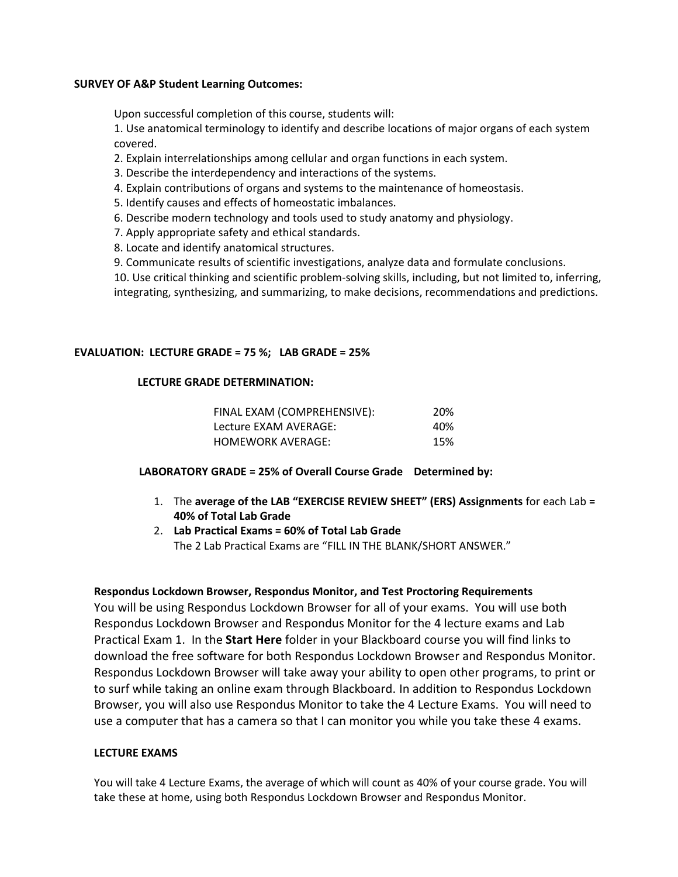**SURVEY OF A&P Student Learning Outcomes:**

Upon successful completion of this course, students will:

1. Use anatomical terminology to identify and describe locations of major organs of each system covered.
2. Explain interrelationships among cellular and organ functions in each system.
3. Describe the interdependency and interactions of the systems.
4. Explain contributions of organs and systems to the maintenance of homeostasis.
5. Identify causes and effects of homeostatic imbalances.
6. Describe modern technology and tools used to study anatomy and physiology.
7. Apply appropriate safety and ethical standards.
8. Locate and identify anatomical structures.
9. Communicate results of scientific investigations, analyze data and formulate conclusions.
10. Use critical thinking and scientific problem-solving skills, including, but not limited to, inferring, integrating, synthesizing, and summarizing, to make decisions, recommendations and predictions.

**EVALUATION: LECTURE GRADE = 75 %; LAB GRADE = 25%**

**LECTURE GRADE DETERMINATION:**

| | |
|---|---|
| FINAL EXAM (COMPREHENSIVE): | 20% |
| Lecture EXAM AVERAGE: | 40% |
| HOMEWORK AVERAGE: | 15% |

**LABORATORY GRADE = 25% of Overall Course Grade Determined by:**

1. The **average of the LAB "EXERCISE REVIEW SHEET" (ERS) Assignments** for each Lab **= 40% of Total Lab Grade**
2. **Lab Practical Exams = 60% of Total Lab Grade**
   The 2 Lab Practical Exams are "FILL IN THE BLANK/SHORT ANSWER."

**Respondus Lockdown Browser, Respondus Monitor, and Test Proctoring Requirements**

You will be using Respondus Lockdown Browser for all of your exams. You will use both Respondus Lockdown Browser and Respondus Monitor for the 4 lecture exams and Lab Practical Exam 1. In the **Start Here** folder in your Blackboard course you will find links to download the free software for both Respondus Lockdown Browser and Respondus Monitor. Respondus Lockdown Browser will take away your ability to open other programs, to print or to surf while taking an online exam through Blackboard. In addition to Respondus Lockdown Browser, you will also use Respondus Monitor to take the 4 Lecture Exams. You will need to use a computer that has a camera so that I can monitor you while you take these 4 exams.

**LECTURE EXAMS**

You will take 4 Lecture Exams, the average of which will count as 40% of your course grade. You will take these at home, using both Respondus Lockdown Browser and Respondus Monitor.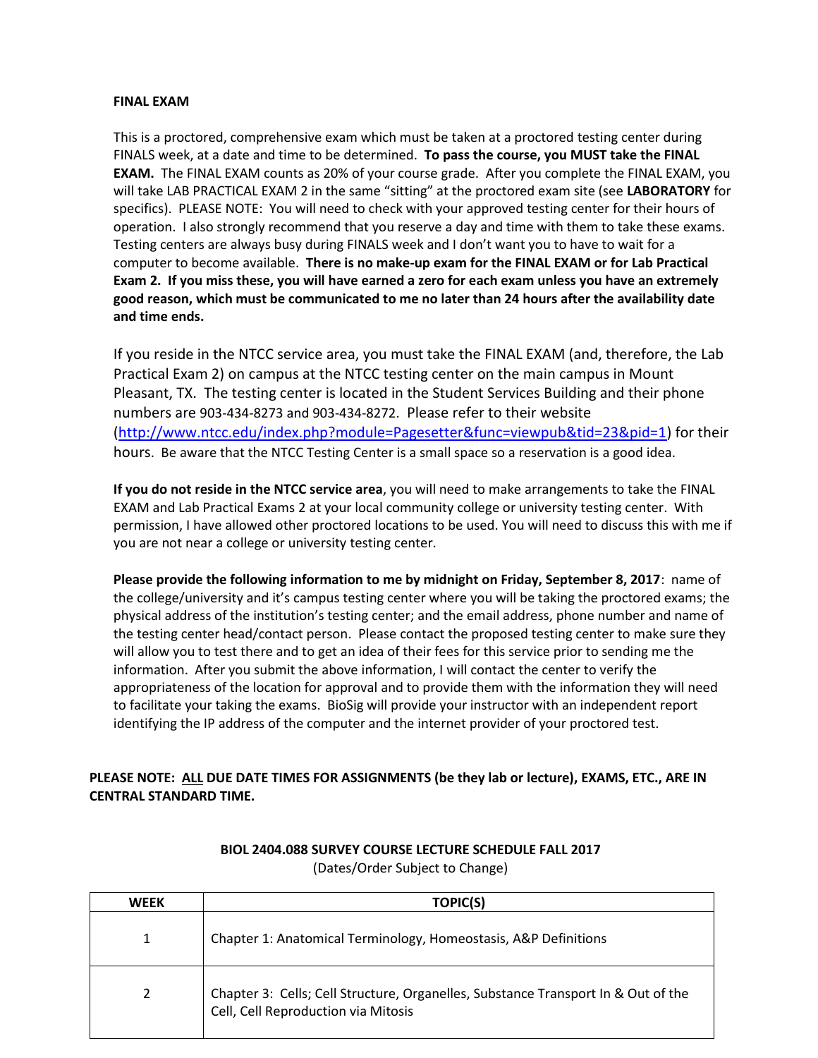**FINAL EXAM**

This is a proctored, comprehensive exam which must be taken at a proctored testing center during FINALS week, at a date and time to be determined. **To pass the course, you MUST take the FINAL EXAM.** The FINAL EXAM counts as 20% of your course grade. After you complete the FINAL EXAM, you will take LAB PRACTICAL EXAM 2 in the same "sitting" at the proctored exam site (see **LABORATORY** for specifics). PLEASE NOTE: You will need to check with your approved testing center for their hours of operation. I also strongly recommend that you reserve a day and time with them to take these exams. Testing centers are always busy during FINALS week and I don't want you to have to wait for a computer to become available. **There is no make-up exam for the FINAL EXAM or for Lab Practical Exam 2. If you miss these, you will have earned a zero for each exam unless you have an extremely good reason, which must be communicated to me no later than 24 hours after the availability date and time ends.**

If you reside in the NTCC service area, you must take the FINAL EXAM (and, therefore, the Lab Practical Exam 2) on campus at the NTCC testing center on the main campus in Mount Pleasant, TX. The testing center is located in the Student Services Building and their phone numbers are 903-434-8273 and 903-434-8272. Please refer to their website (http://www.ntcc.edu/index.php?module=Pagesetter&func=viewpub&tid=23&pid=1) for their hours. Be aware that the NTCC Testing Center is a small space so a reservation is a good idea.

**If you do not reside in the NTCC service area**, you will need to make arrangements to take the FINAL EXAM and Lab Practical Exams 2 at your local community college or university testing center. With permission, I have allowed other proctored locations to be used. You will need to discuss this with me if you are not near a college or university testing center.

**Please provide the following information to me by midnight on Friday, September 8, 2017**: name of the college/university and it's campus testing center where you will be taking the proctored exams; the physical address of the institution's testing center; and the email address, phone number and name of the testing center head/contact person. Please contact the proposed testing center to make sure they will allow you to test there and to get an idea of their fees for this service prior to sending me the information. After you submit the above information, I will contact the center to verify the appropriateness of the location for approval and to provide them with the information they will need to facilitate your taking the exams. BioSig will provide your instructor with an independent report identifying the IP address of the computer and the internet provider of your proctored test.

**PLEASE NOTE: ALL DUE DATE TIMES FOR ASSIGNMENTS (be they lab or lecture), EXAMS, ETC., ARE IN CENTRAL STANDARD TIME.**

**BIOL 2404.088 SURVEY COURSE LECTURE SCHEDULE FALL 2017**
(Dates/Order Subject to Change)

| WEEK | TOPIC(S) |
| --- | --- |
| 1 | Chapter 1: Anatomical Terminology, Homeostasis, A&P Definitions |
| 2 | Chapter 3: Cells; Cell Structure, Organelles, Substance Transport In & Out of the Cell, Cell Reproduction via Mitosis |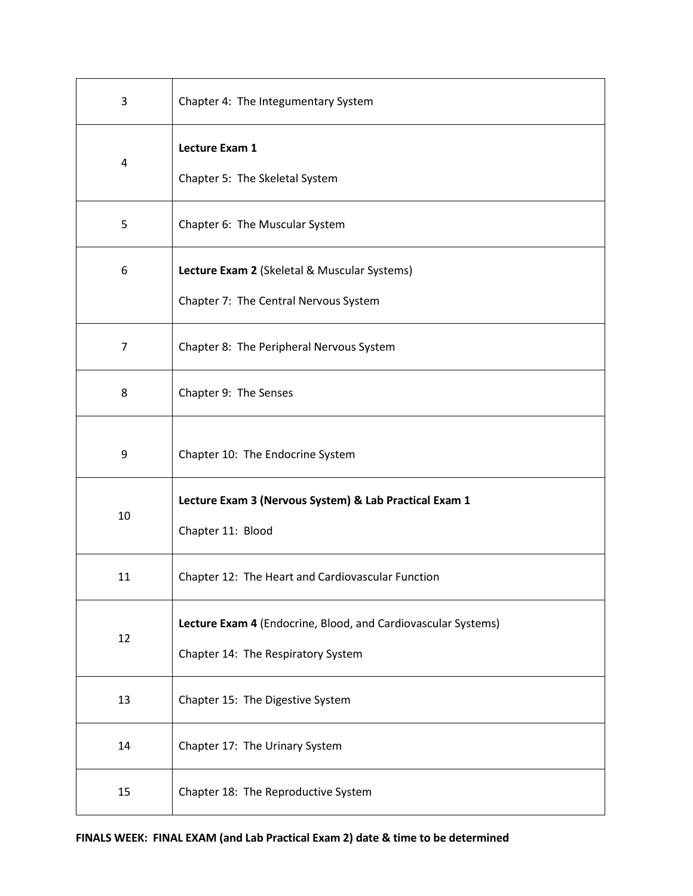| | |
|---|---|
| 3 | Chapter 4: The Integumentary System |
| 4 | **Lecture Exam 1**<br><br>Chapter 5: The Skeletal System |
| 5 | Chapter 6: The Muscular System |
| 6 | **Lecture Exam 2** (Skeletal & Muscular Systems)<br><br>Chapter 7: The Central Nervous System |
| 7 | Chapter 8: The Peripheral Nervous System |
| 8 | Chapter 9: The Senses |
| 9 | Chapter 10: The Endocrine System |
| 10 | **Lecture Exam 3 (Nervous System) & Lab Practical Exam 1**<br><br>Chapter 11: Blood |
| 11 | Chapter 12: The Heart and Cardiovascular Function |
| 12 | **Lecture Exam 4** (Endocrine, Blood, and Cardiovascular Systems)<br><br>Chapter 14: The Respiratory System |
| 13 | Chapter 15: The Digestive System |
| 14 | Chapter 17: The Urinary System |
| 15 | Chapter 18: The Reproductive System |

**FINALS WEEK: FINAL EXAM (and Lab Practical Exam 2) date & time to be determined**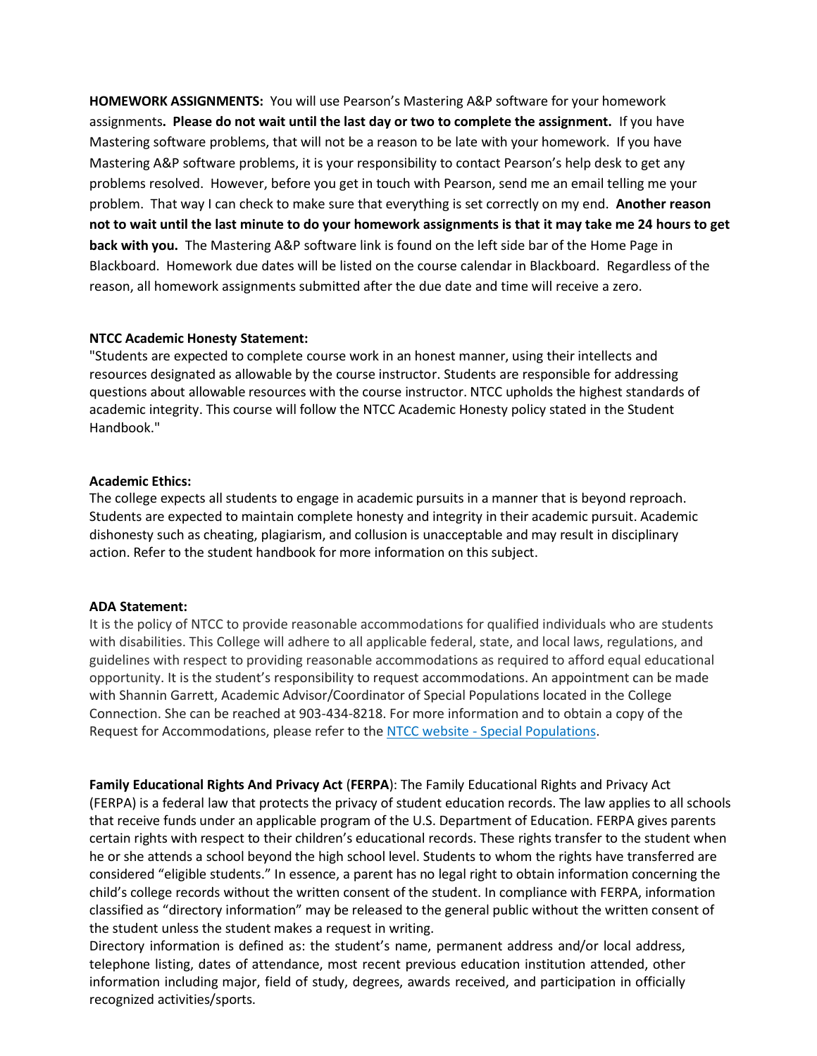**HOMEWORK ASSIGNMENTS:** You will use Pearson's Mastering A&P software for your homework assignments**. Please do not wait until the last day or two to complete the assignment.** If you have Mastering software problems, that will not be a reason to be late with your homework. If you have Mastering A&P software problems, it is your responsibility to contact Pearson's help desk to get any problems resolved. However, before you get in touch with Pearson, send me an email telling me your problem. That way I can check to make sure that everything is set correctly on my end. **Another reason not to wait until the last minute to do your homework assignments is that it may take me 24 hours to get back with you.** The Mastering A&P software link is found on the left side bar of the Home Page in Blackboard. Homework due dates will be listed on the course calendar in Blackboard. Regardless of the reason, all homework assignments submitted after the due date and time will receive a zero.

**NTCC Academic Honesty Statement:**

"Students are expected to complete course work in an honest manner, using their intellects and resources designated as allowable by the course instructor. Students are responsible for addressing questions about allowable resources with the course instructor. NTCC upholds the highest standards of academic integrity. This course will follow the NTCC Academic Honesty policy stated in the Student Handbook."

**Academic Ethics:**

The college expects all students to engage in academic pursuits in a manner that is beyond reproach. Students are expected to maintain complete honesty and integrity in their academic pursuit. Academic dishonesty such as cheating, plagiarism, and collusion is unacceptable and may result in disciplinary action. Refer to the student handbook for more information on this subject.

**ADA Statement:**

It is the policy of NTCC to provide reasonable accommodations for qualified individuals who are students with disabilities. This College will adhere to all applicable federal, state, and local laws, regulations, and guidelines with respect to providing reasonable accommodations as required to afford equal educational opportunity. It is the student's responsibility to request accommodations. An appointment can be made with Shannin Garrett, Academic Advisor/Coordinator of Special Populations located in the College Connection. She can be reached at 903-434-8218. For more information and to obtain a copy of the Request for Accommodations, please refer to the NTCC website - Special Populations.

**Family Educational Rights And Privacy Act** (**FERPA**): The Family Educational Rights and Privacy Act (FERPA) is a federal law that protects the privacy of student education records. The law applies to all schools that receive funds under an applicable program of the U.S. Department of Education. FERPA gives parents certain rights with respect to their children's educational records. These rights transfer to the student when he or she attends a school beyond the high school level. Students to whom the rights have transferred are considered "eligible students." In essence, a parent has no legal right to obtain information concerning the child's college records without the written consent of the student. In compliance with FERPA, information classified as "directory information" may be released to the general public without the written consent of the student unless the student makes a request in writing.

Directory information is defined as: the student's name, permanent address and/or local address, telephone listing, dates of attendance, most recent previous education institution attended, other information including major, field of study, degrees, awards received, and participation in officially recognized activities/sports.